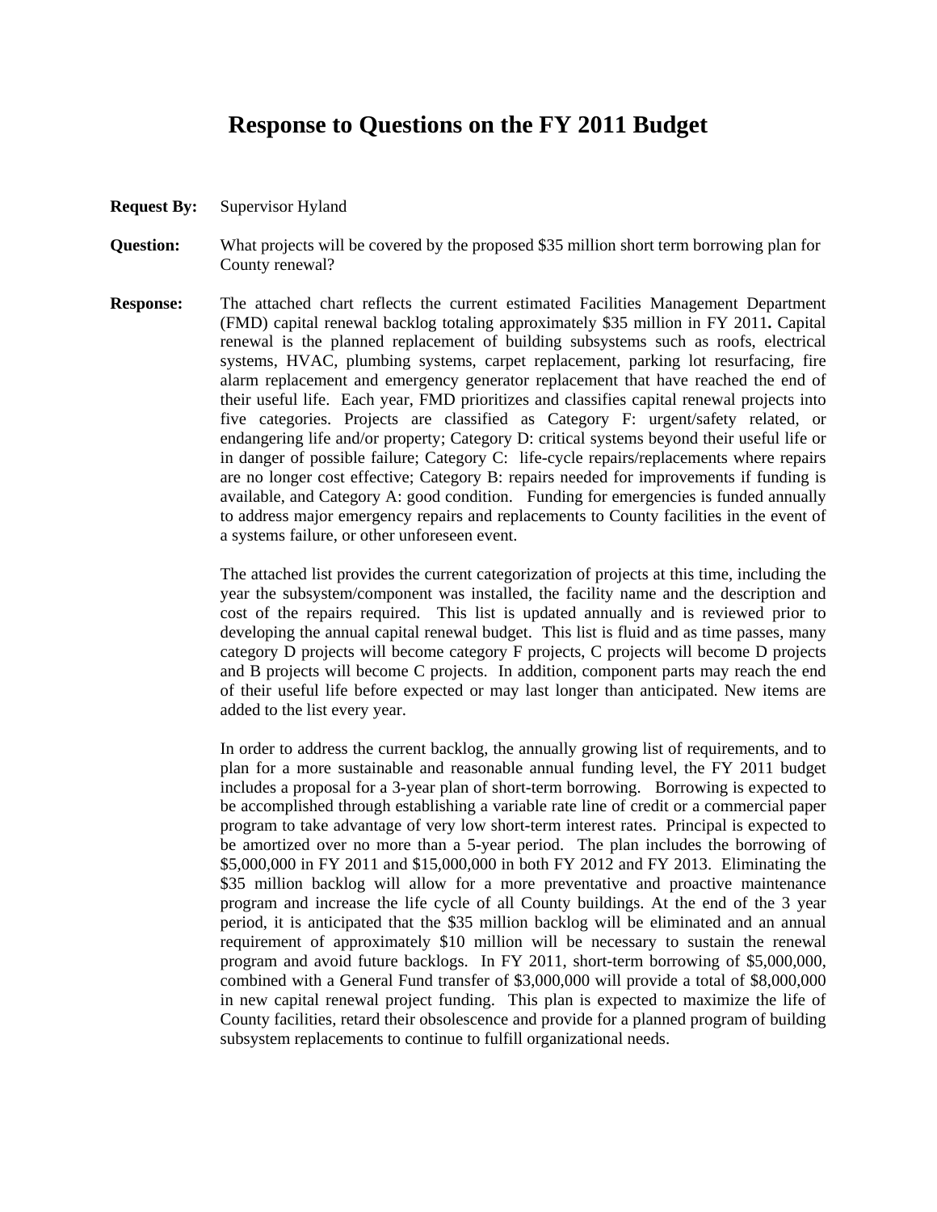# Response to Questions on the FY 2011 Budget

**Request By:** Supervisor Hyland

**Question:** What projects will be covered by the proposed $35 million short term borrowing plan for County renewal?

**Response:** The attached chart reflects the current estimated Facilities Management Department (FMD) capital renewal backlog totaling approximately $35 million in FY 2011**.** Capital renewal is the planned replacement of building subsystems such as roofs, electrical systems, HVAC, plumbing systems, carpet replacement, parking lot resurfacing, fire alarm replacement and emergency generator replacement that have reached the end of their useful life. Each year, FMD prioritizes and classifies capital renewal projects into five categories. Projects are classified as Category F: urgent/safety related, or endangering life and/or property; Category D: critical systems beyond their useful life or in danger of possible failure; Category C: life-cycle repairs/replacements where repairs are no longer cost effective; Category B: repairs needed for improvements if funding is available, and Category A: good condition. Funding for emergencies is funded annually to address major emergency repairs and replacements to County facilities in the event of a systems failure, or other unforeseen event.

The attached list provides the current categorization of projects at this time, including the year the subsystem/component was installed, the facility name and the description and cost of the repairs required. This list is updated annually and is reviewed prior to developing the annual capital renewal budget. This list is fluid and as time passes, many category D projects will become category F projects, C projects will become D projects and B projects will become C projects. In addition, component parts may reach the end of their useful life before expected or may last longer than anticipated. New items are added to the list every year.

In order to address the current backlog, the annually growing list of requirements, and to plan for a more sustainable and reasonable annual funding level, the FY 2011 budget includes a proposal for a 3-year plan of short-term borrowing. Borrowing is expected to be accomplished through establishing a variable rate line of credit or a commercial paper program to take advantage of very low short-term interest rates. Principal is expected to be amortized over no more than a 5-year period. The plan includes the borrowing of $5,000,000 in FY 2011 and $15,000,000 in both FY 2012 and FY 2013. Eliminating the $35 million backlog will allow for a more preventative and proactive maintenance program and increase the life cycle of all County buildings. At the end of the 3 year period, it is anticipated that the $35 million backlog will be eliminated and an annual requirement of approximately $10 million will be necessary to sustain the renewal program and avoid future backlogs. In FY 2011, short-term borrowing of $5,000,000, combined with a General Fund transfer of $3,000,000 will provide a total of $8,000,000 in new capital renewal project funding. This plan is expected to maximize the life of County facilities, retard their obsolescence and provide for a planned program of building subsystem replacements to continue to fulfill organizational needs.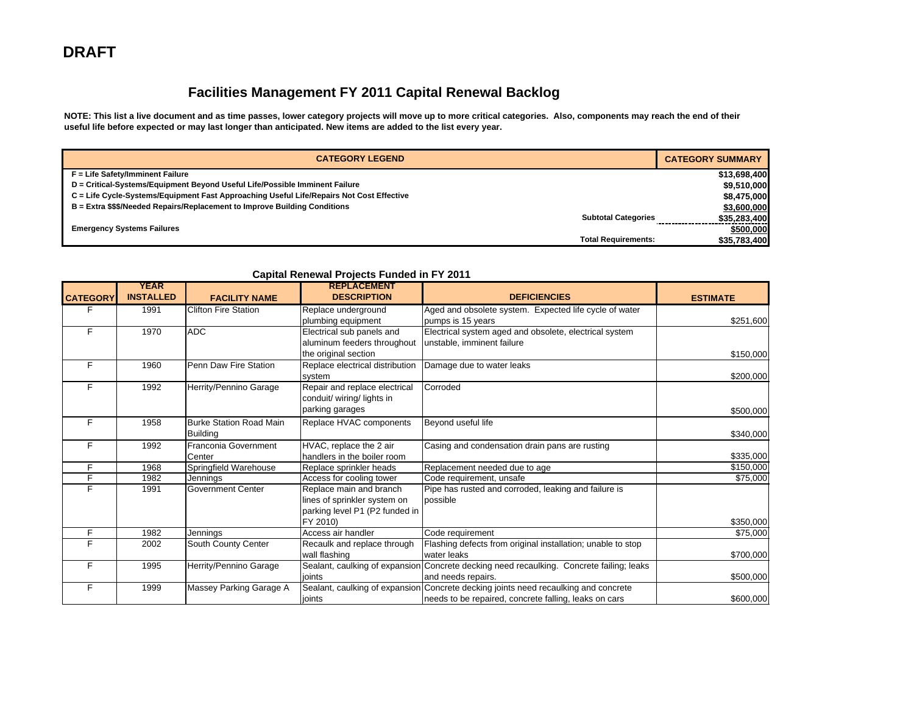**DRAFT**

# Facilities Management FY 2011 Capital Renewal Backlog

**NOTE: This list a live document and as time passes, lower category projects will move up to more critical categories. Also, components may reach the end of their useful life before expected or may last longer than anticipated. New items are added to the list every year.**

| CATEGORY LEGEND | | CATEGORY SUMMARY |
|---|---|---|
| F = Life Safety/Imminent Failure | | $13,698,400 |
| D = Critical-Systems/Equipment Beyond Useful Life/Possible Imminent Failure | | $9,510,000 |
| C = Life Cycle-Systems/Equipment Fast Approaching Useful Life/Repairs Not Cost Effective | | $8,475,000 |
| B = Extra $$$/Needed Repairs/Replacement to Improve Building Conditions | | $3,600,000 |
| | Subtotal Categories | $35,283,400 |
| Emergency Systems Failures | | $500,000 |
| | Total Requirements: | $35,783,400 |

## Capital Renewal Projects Funded in FY 2011

| CATEGORY | YEAR INSTALLED | FACILITY NAME | REPLACEMENT DESCRIPTION | DEFICIENCIES | ESTIMATE |
|---|---|---|---|---|---|
| F | 1991 | Clifton Fire Station | Replace underground plumbing equipment | Aged and obsolete system. Expected life cycle of water pumps is 15 years | $251,600 |
| F | 1970 | ADC | Electrical sub panels and aluminum feeders throughout the original section | Electrical system aged and obsolete, electrical system unstable, imminent failure | $150,000 |
| F | 1960 | Penn Daw Fire Station | Replace electrical distribution system | Damage due to water leaks | $200,000 |
| F | 1992 | Herrity/Pennino Garage | Repair and replace electrical conduit/ wiring/ lights in parking garages | Corroded | $500,000 |
| F | 1958 | Burke Station Road Main Building | Replace HVAC components | Beyond useful life | $340,000 |
| F | 1992 | Franconia Government Center | HVAC, replace the 2 air handlers in the boiler room | Casing and condensation drain pans are rusting | $335,000 |
| F | 1968 | Springfield Warehouse | Replace sprinkler heads | Replacement needed due to age | $150,000 |
| F | 1982 | Jennings | Access for cooling tower | Code requirement, unsafe | $75,000 |
| F | 1991 | Government Center | Replace main and branch lines of sprinkler system on parking level P1 (P2 funded in FY 2010) | Pipe has rusted and corroded, leaking and failure is possible | $350,000 |
| F | 1982 | Jennings | Access air handler | Code requirement | $75,000 |
| F | 2002 | South County Center | Recaulk and replace through wall flashing | Flashing defects from original installation; unable to stop water leaks | $700,000 |
| F | 1995 | Herrity/Pennino Garage | Sealant, caulking of expansion joints | Concrete decking need recaulking. Concrete failing; leaks and needs repairs. | $500,000 |
| F | 1999 | Massey Parking Garage A | Sealant, caulking of expansion joints | Concrete decking joints need recaulking and concrete needs to be repaired, concrete falling, leaks on cars | $600,000 |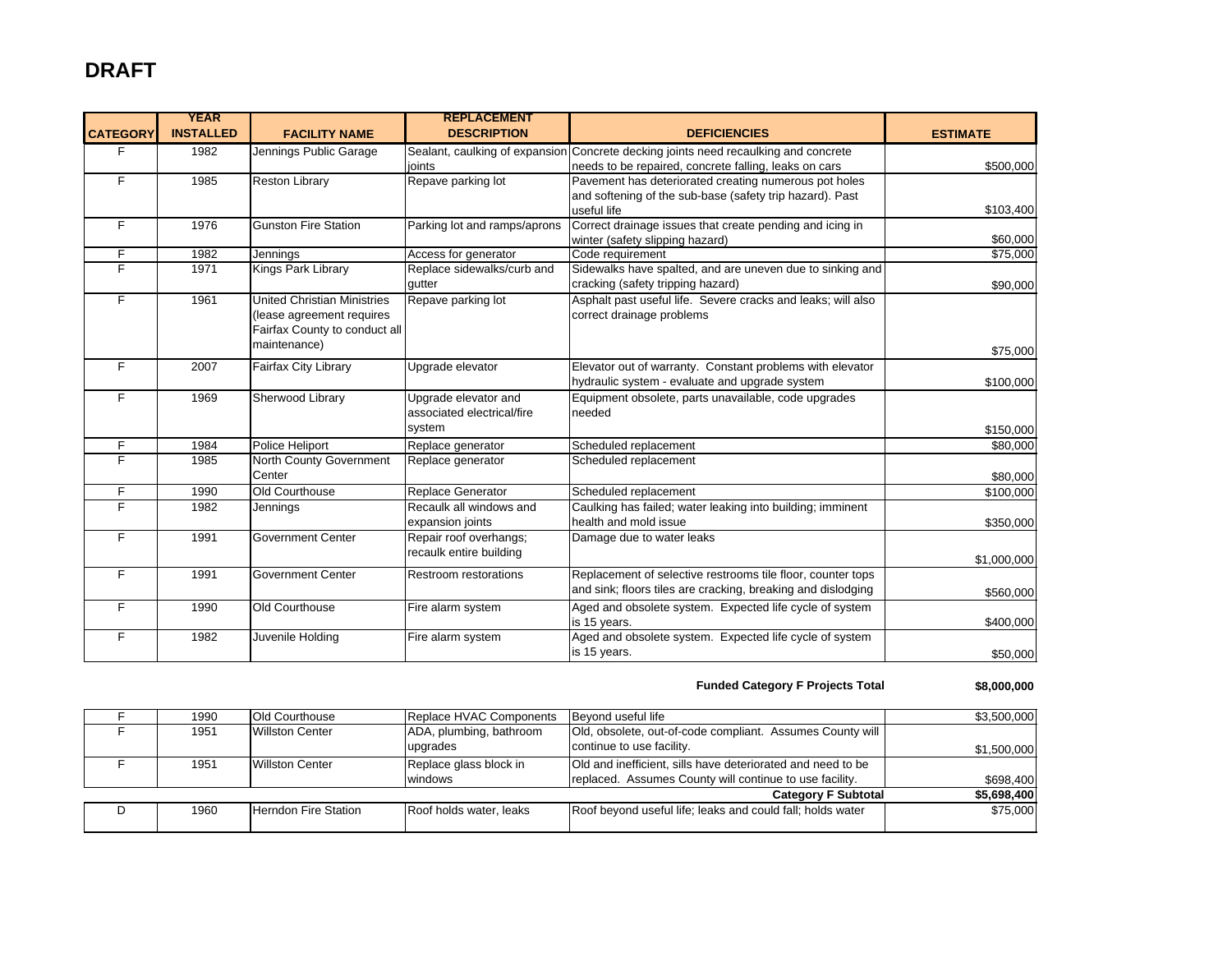# DRAFT

| CATEGORY | YEAR INSTALLED | FACILITY NAME | REPLACEMENT DESCRIPTION | DEFICIENCIES | ESTIMATE |
|---|---|---|---|---|---|
| F | 1982 | Jennings Public Garage | Sealant, caulking of expansion joints | Concrete decking joints need recaulking and concrete needs to be repaired, concrete falling, leaks on cars | $500,000 |
| F | 1985 | Reston Library | Repave parking lot | Pavement has deteriorated creating numerous pot holes and softening of the sub-base (safety trip hazard). Past useful life | $103,400 |
| F | 1976 | Gunston Fire Station | Parking lot and ramps/aprons | Correct drainage issues that create pending and icing in winter (safety slipping hazard) | $60,000 |
| F | 1982 | Jennings | Access for generator | Code requirement | $75,000 |
| F | 1971 | Kings Park Library | Replace sidewalks/curb and gutter | Sidewalks have spalted, and are uneven due to sinking and cracking (safety tripping hazard) | $90,000 |
| F | 1961 | United Christian Ministries (lease agreement requires Fairfax County to conduct all maintenance) | Repave parking lot | Asphalt past useful life. Severe cracks and leaks; will also correct drainage problems | $75,000 |
| F | 2007 | Fairfax City Library | Upgrade elevator | Elevator out of warranty. Constant problems with elevator hydraulic system - evaluate and upgrade system | $100,000 |
| F | 1969 | Sherwood Library | Upgrade elevator and associated electrical/fire system | Equipment obsolete, parts unavailable, code upgrades needed | $150,000 |
| F | 1984 | Police Heliport | Replace generator | Scheduled replacement | $80,000 |
| F | 1985 | North County Government Center | Replace generator | Scheduled replacement | $80,000 |
| F | 1990 | Old Courthouse | Replace Generator | Scheduled replacement | $100,000 |
| F | 1982 | Jennings | Recaulk all windows and expansion joints | Caulking has failed; water leaking into building; imminent health and mold issue | $350,000 |
| F | 1991 | Government Center | Repair roof overhangs; recaulk entire building | Damage due to water leaks | $1,000,000 |
| F | 1991 | Government Center | Restroom restorations | Replacement of selective restrooms tile floor, counter tops and sink; floors tiles are cracking, breaking and dislodging | $560,000 |
| F | 1990 | Old Courthouse | Fire alarm system | Aged and obsolete system. Expected life cycle of system is 15 years. | $400,000 |
| F | 1982 | Juvenile Holding | Fire alarm system | Aged and obsolete system. Expected life cycle of system is 15 years. | $50,000 |
| | | | | **Funded Category F Projects Total** | **$8,000,000** |
| F | 1990 | Old Courthouse | Replace HVAC Components | Beyond useful life | $3,500,000 |
| F | 1951 | Willston Center | ADA, plumbing, bathroom upgrades | Old, obsolete, out-of-code compliant. Assumes County will continue to use facility. | $1,500,000 |
| F | 1951 | Willston Center | Replace glass block in windows | Old and inefficient, sills have deteriorated and need to be replaced. Assumes County will continue to use facility. | $698,400 |
| | | | | **Category F Subtotal** | **$5,698,400** |
| D | 1960 | Herndon Fire Station | Roof holds water, leaks | Roof beyond useful life; leaks and could fall; holds water | $75,000 |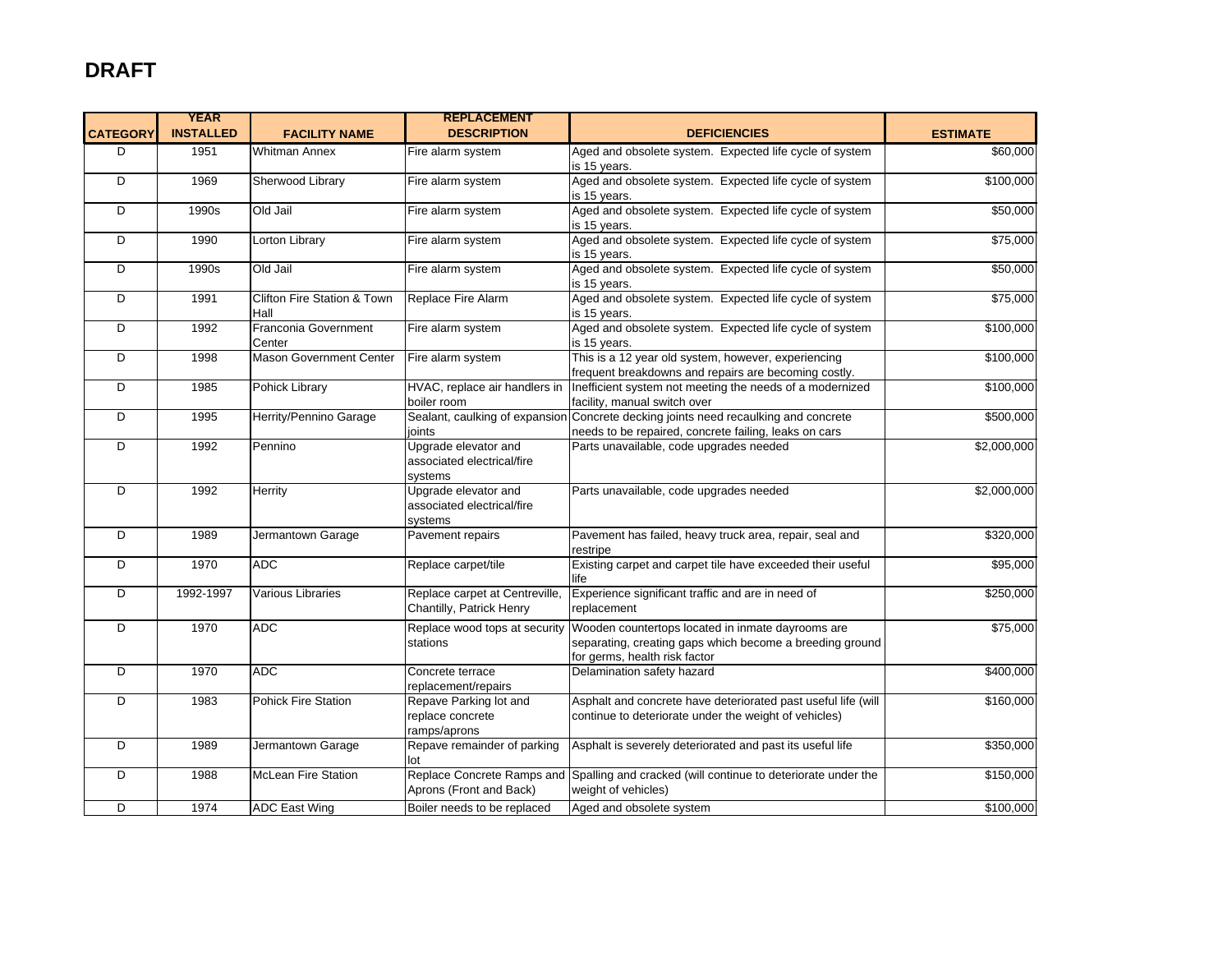# DRAFT

| CATEGORY | YEAR INSTALLED | FACILITY NAME | REPLACEMENT DESCRIPTION | DEFICIENCIES | ESTIMATE |
|---|---|---|---|---|---|
| D | 1951 | Whitman Annex | Fire alarm system | Aged and obsolete system. Expected life cycle of system is 15 years. | $60,000 |
| D | 1969 | Sherwood Library | Fire alarm system | Aged and obsolete system. Expected life cycle of system is 15 years. | $100,000 |
| D | 1990s | Old Jail | Fire alarm system | Aged and obsolete system. Expected life cycle of system is 15 years. | $50,000 |
| D | 1990 | Lorton Library | Fire alarm system | Aged and obsolete system. Expected life cycle of system is 15 years. | $75,000 |
| D | 1990s | Old Jail | Fire alarm system | Aged and obsolete system. Expected life cycle of system is 15 years. | $50,000 |
| D | 1991 | Clifton Fire Station & Town Hall | Replace Fire Alarm | Aged and obsolete system. Expected life cycle of system is 15 years. | $75,000 |
| D | 1992 | Franconia Government Center | Fire alarm system | Aged and obsolete system. Expected life cycle of system is 15 years. | $100,000 |
| D | 1998 | Mason Government Center | Fire alarm system | This is a 12 year old system, however, experiencing frequent breakdowns and repairs are becoming costly. | $100,000 |
| D | 1985 | Pohick Library | HVAC, replace air handlers in boiler room | Inefficient system not meeting the needs of a modernized facility, manual switch over | $100,000 |
| D | 1995 | Herrity/Pennino Garage | Sealant, caulking of expansion joints | Concrete decking joints need recaulking and concrete needs to be repaired, concrete failing, leaks on cars | $500,000 |
| D | 1992 | Pennino | Upgrade elevator and associated electrical/fire systems | Parts unavailable, code upgrades needed | $2,000,000 |
| D | 1992 | Herrity | Upgrade elevator and associated electrical/fire systems | Parts unavailable, code upgrades needed | $2,000,000 |
| D | 1989 | Jermantown Garage | Pavement repairs | Pavement has failed, heavy truck area, repair, seal and restripe | $320,000 |
| D | 1970 | ADC | Replace carpet/tile | Existing carpet and carpet tile have exceeded their useful life | $95,000 |
| D | 1992-1997 | Various Libraries | Replace carpet at Centreville, Chantilly, Patrick Henry | Experience significant traffic and are in need of replacement | $250,000 |
| D | 1970 | ADC | Replace wood tops at security stations | Wooden countertops located in inmate dayrooms are separating, creating gaps which become a breeding ground for germs, health risk factor | $75,000 |
| D | 1970 | ADC | Concrete terrace replacement/repairs | Delamination safety hazard | $400,000 |
| D | 1983 | Pohick Fire Station | Repave Parking lot and replace concrete ramps/aprons | Asphalt and concrete have deteriorated past useful life (will continue to deteriorate under the weight of vehicles) | $160,000 |
| D | 1989 | Jermantown Garage | Repave remainder of parking lot | Asphalt is severely deteriorated and past its useful life | $350,000 |
| D | 1988 | McLean Fire Station | Replace Concrete Ramps and Aprons (Front and Back) | Spalling and cracked (will continue to deteriorate under the weight of vehicles) | $150,000 |
| D | 1974 | ADC East Wing | Boiler needs to be replaced | Aged and obsolete system | $100,000 |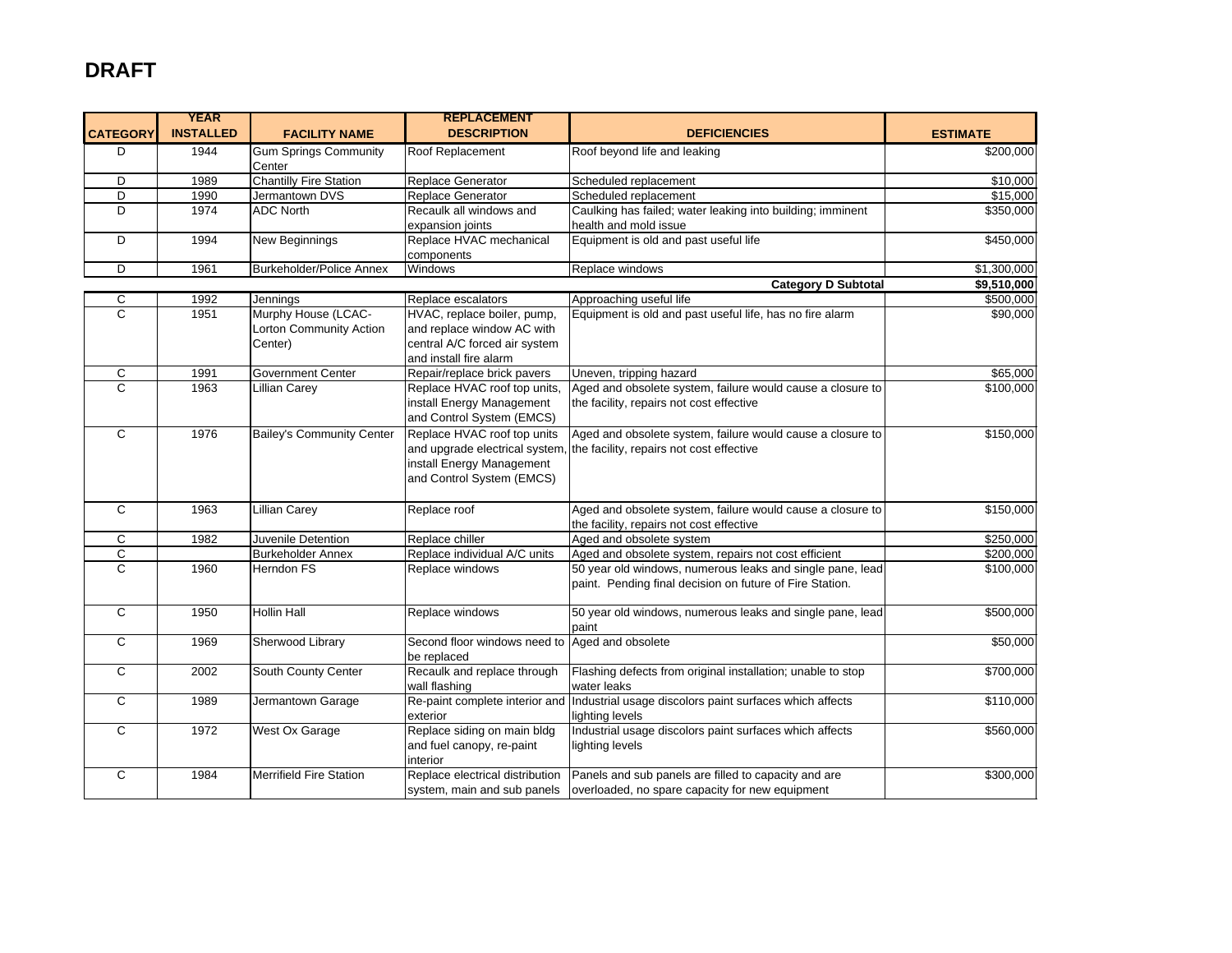# DRAFT

| CATEGORY | YEAR INSTALLED | FACILITY NAME | REPLACEMENT DESCRIPTION | DEFICIENCIES | ESTIMATE |
|---|---|---|---|---|---|
| D | 1944 | Gum Springs Community Center | Roof Replacement | Roof beyond life and leaking | $200,000 |
| D | 1989 | Chantilly Fire Station | Replace Generator | Scheduled replacement | $10,000 |
| D | 1990 | Jermantown DVS | Replace Generator | Scheduled replacement | $15,000 |
| D | 1974 | ADC North | Recaulk all windows and expansion joints | Caulking has failed; water leaking into building; imminent health and mold issue | $350,000 |
| D | 1994 | New Beginnings | Replace HVAC mechanical components | Equipment is old and past useful life | $450,000 |
| D | 1961 | Burkeholder/Police Annex | Windows | Replace windows | $1,300,000 |
| | | | | **Category D Subtotal** | **$9,510,000** |
| C | 1992 | Jennings | Replace escalators | Approaching useful life | $500,000 |
| C | 1951 | Murphy House (LCAC-Lorton Community Action Center) | HVAC, replace boiler, pump, and replace window AC with central A/C forced air system and install fire alarm | Equipment is old and past useful life, has no fire alarm | $90,000 |
| C | 1991 | Government Center | Repair/replace brick pavers | Uneven, tripping hazard | $65,000 |
| C | 1963 | Lillian Carey | Replace HVAC roof top units, install Energy Management and Control System (EMCS) | Aged and obsolete system, failure would cause a closure to the facility, repairs not cost effective | $100,000 |
| C | 1976 | Bailey's Community Center | Replace HVAC roof top units and upgrade electrical system, install Energy Management and Control System (EMCS) | Aged and obsolete system, failure would cause a closure to the facility, repairs not cost effective | $150,000 |
| C | 1963 | Lillian Carey | Replace roof | Aged and obsolete system, failure would cause a closure to the facility, repairs not cost effective | $150,000 |
| C | 1982 | Juvenile Detention | Replace chiller | Aged and obsolete system | $250,000 |
| C | | Burkeholder Annex | Replace individual A/C units | Aged and obsolete system, repairs not cost efficient | $200,000 |
| C | 1960 | Herndon FS | Replace windows | 50 year old windows, numerous leaks and single pane, lead paint. Pending final decision on future of Fire Station. | $100,000 |
| C | 1950 | Hollin Hall | Replace windows | 50 year old windows, numerous leaks and single pane, lead paint | $500,000 |
| C | 1969 | Sherwood Library | Second floor windows need to be replaced | Aged and obsolete | $50,000 |
| C | 2002 | South County Center | Recaulk and replace through wall flashing | Flashing defects from original installation; unable to stop water leaks | $700,000 |
| C | 1989 | Jermantown Garage | Re-paint complete interior and exterior | Industrial usage discolors paint surfaces which affects lighting levels | $110,000 |
| C | 1972 | West Ox Garage | Replace siding on main bldg and fuel canopy, re-paint interior | Industrial usage discolors paint surfaces which affects lighting levels | $560,000 |
| C | 1984 | Merrifield Fire Station | Replace electrical distribution system, main and sub panels | Panels and sub panels are filled to capacity and are overloaded, no spare capacity for new equipment | $300,000 |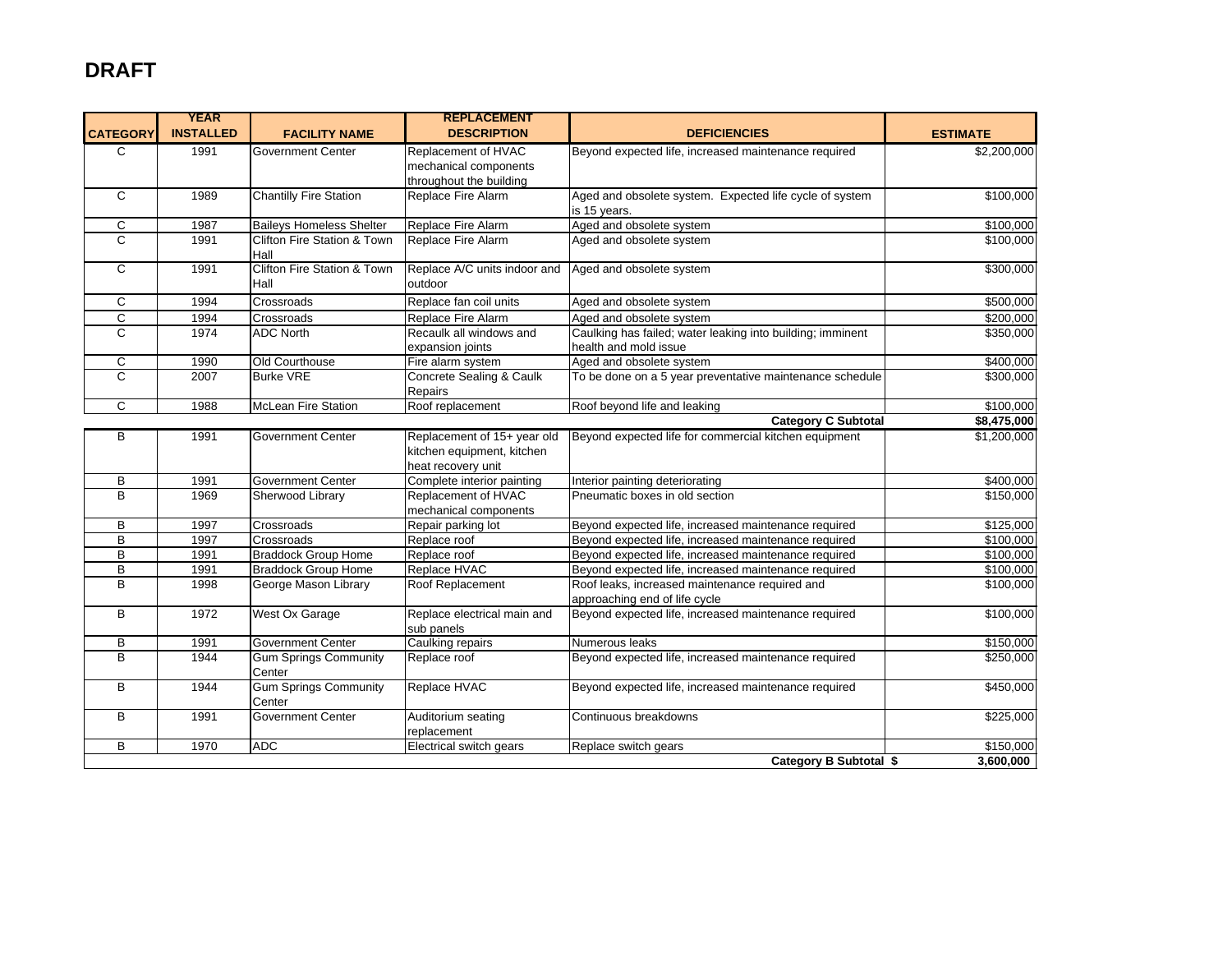# DRAFT

| CATEGORY | YEAR INSTALLED | FACILITY NAME | REPLACEMENT DESCRIPTION | DEFICIENCIES | ESTIMATE |
|---|---|---|---|---|---|
| C | 1991 | Government Center | Replacement of HVAC mechanical components throughout the building | Beyond expected life, increased maintenance required | $2,200,000 |
| C | 1989 | Chantilly Fire Station | Replace Fire Alarm | Aged and obsolete system. Expected life cycle of system is 15 years. | $100,000 |
| C | 1987 | Baileys Homeless Shelter | Replace Fire Alarm | Aged and obsolete system | $100,000 |
| C | 1991 | Clifton Fire Station & Town Hall | Replace Fire Alarm | Aged and obsolete system | $100,000 |
| C | 1991 | Clifton Fire Station & Town Hall | Replace A/C units indoor and outdoor | Aged and obsolete system | $300,000 |
| C | 1994 | Crossroads | Replace fan coil units | Aged and obsolete system | $500,000 |
| C | 1994 | Crossroads | Replace Fire Alarm | Aged and obsolete system | $200,000 |
| C | 1974 | ADC North | Recaulk all windows and expansion joints | Caulking has failed; water leaking into building; imminent health and mold issue | $350,000 |
| C | 1990 | Old Courthouse | Fire alarm system | Aged and obsolete system | $400,000 |
| C | 2007 | Burke VRE | Concrete Sealing & Caulk Repairs | To be done on a 5 year preventative maintenance schedule | $300,000 |
| C | 1988 | McLean Fire Station | Roof replacement | Roof beyond life and leaking | $100,000 |
| | | | | **Category C Subtotal** | **$8,475,000** |
| B | 1991 | Government Center | Replacement of 15+ year old kitchen equipment, kitchen heat recovery unit | Beyond expected life for commercial kitchen equipment | $1,200,000 |
| B | 1991 | Government Center | Complete interior painting | Interior painting deteriorating | $400,000 |
| B | 1969 | Sherwood Library | Replacement of HVAC mechanical components | Pneumatic boxes in old section | $150,000 |
| B | 1997 | Crossroads | Repair parking lot | Beyond expected life, increased maintenance required | $125,000 |
| B | 1997 | Crossroads | Replace roof | Beyond expected life, increased maintenance required | $100,000 |
| B | 1991 | Braddock Group Home | Replace roof | Beyond expected life, increased maintenance required | $100,000 |
| B | 1991 | Braddock Group Home | Replace HVAC | Beyond expected life, increased maintenance required | $100,000 |
| B | 1998 | George Mason Library | Roof Replacement | Roof leaks, increased maintenance required and approaching end of life cycle | $100,000 |
| B | 1972 | West Ox Garage | Replace electrical main and sub panels | Beyond expected life, increased maintenance required | $100,000 |
| B | 1991 | Government Center | Caulking repairs | Numerous leaks | $150,000 |
| B | 1944 | Gum Springs Community Center | Replace roof | Beyond expected life, increased maintenance required | $250,000 |
| B | 1944 | Gum Springs Community Center | Replace HVAC | Beyond expected life, increased maintenance required | $450,000 |
| B | 1991 | Government Center | Auditorium seating replacement | Continuous breakdowns | $225,000 |
| B | 1970 | ADC | Electrical switch gears | Replace switch gears | $150,000 |
| | | | | **Category B Subtotal $** | **3,600,000** |